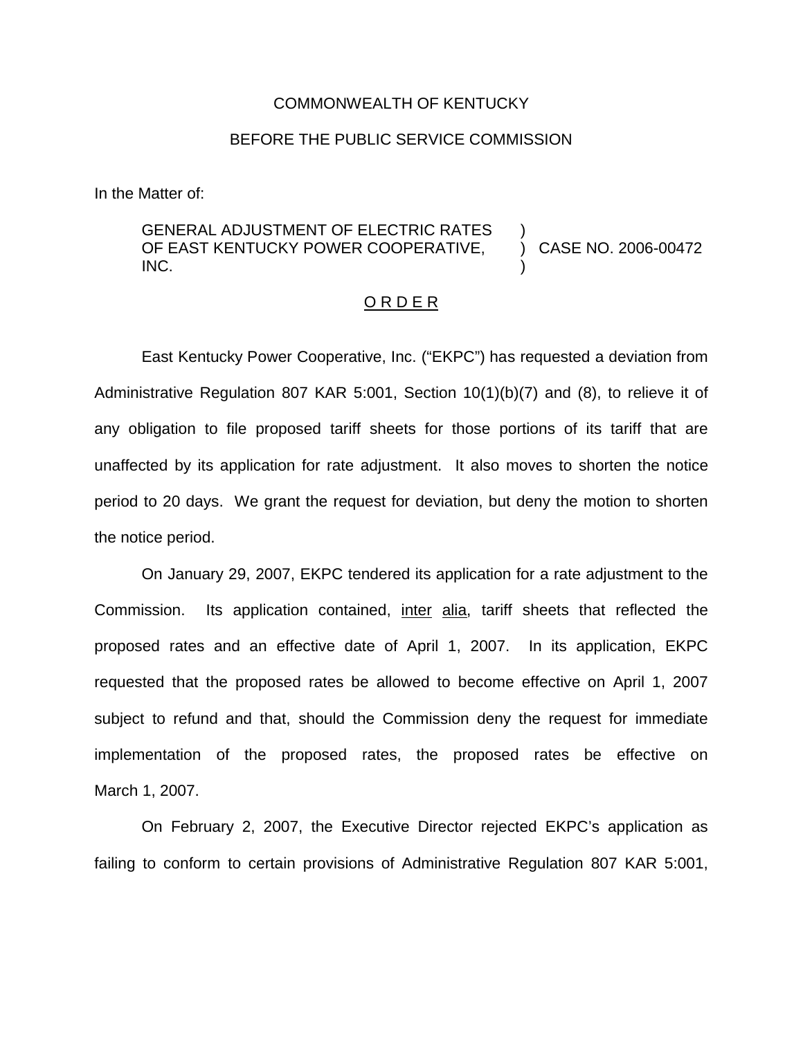COMMONWEALTH OF KENTUCKY

BEFORE THE PUBLIC SERVICE COMMISSION

In the Matter of:

| | | |
|---|---|---|
| GENERAL ADJUSTMENT OF ELECTRIC RATES OF EAST KENTUCKY POWER COOPERATIVE, INC. | ) ) ) | CASE NO. 2006-00472 |

O R D E R

East Kentucky Power Cooperative, Inc. ("EKPC") has requested a deviation from Administrative Regulation 807 KAR 5:001, Section 10(1)(b)(7) and (8), to relieve it of any obligation to file proposed tariff sheets for those portions of its tariff that are unaffected by its application for rate adjustment. It also moves to shorten the notice period to 20 days. We grant the request for deviation, but deny the motion to shorten the notice period.

On January 29, 2007, EKPC tendered its application for a rate adjustment to the Commission. Its application contained, inter alia, tariff sheets that reflected the proposed rates and an effective date of April 1, 2007. In its application, EKPC requested that the proposed rates be allowed to become effective on April 1, 2007 subject to refund and that, should the Commission deny the request for immediate implementation of the proposed rates, the proposed rates be effective on March 1, 2007.

On February 2, 2007, the Executive Director rejected EKPC's application as failing to conform to certain provisions of Administrative Regulation 807 KAR 5:001,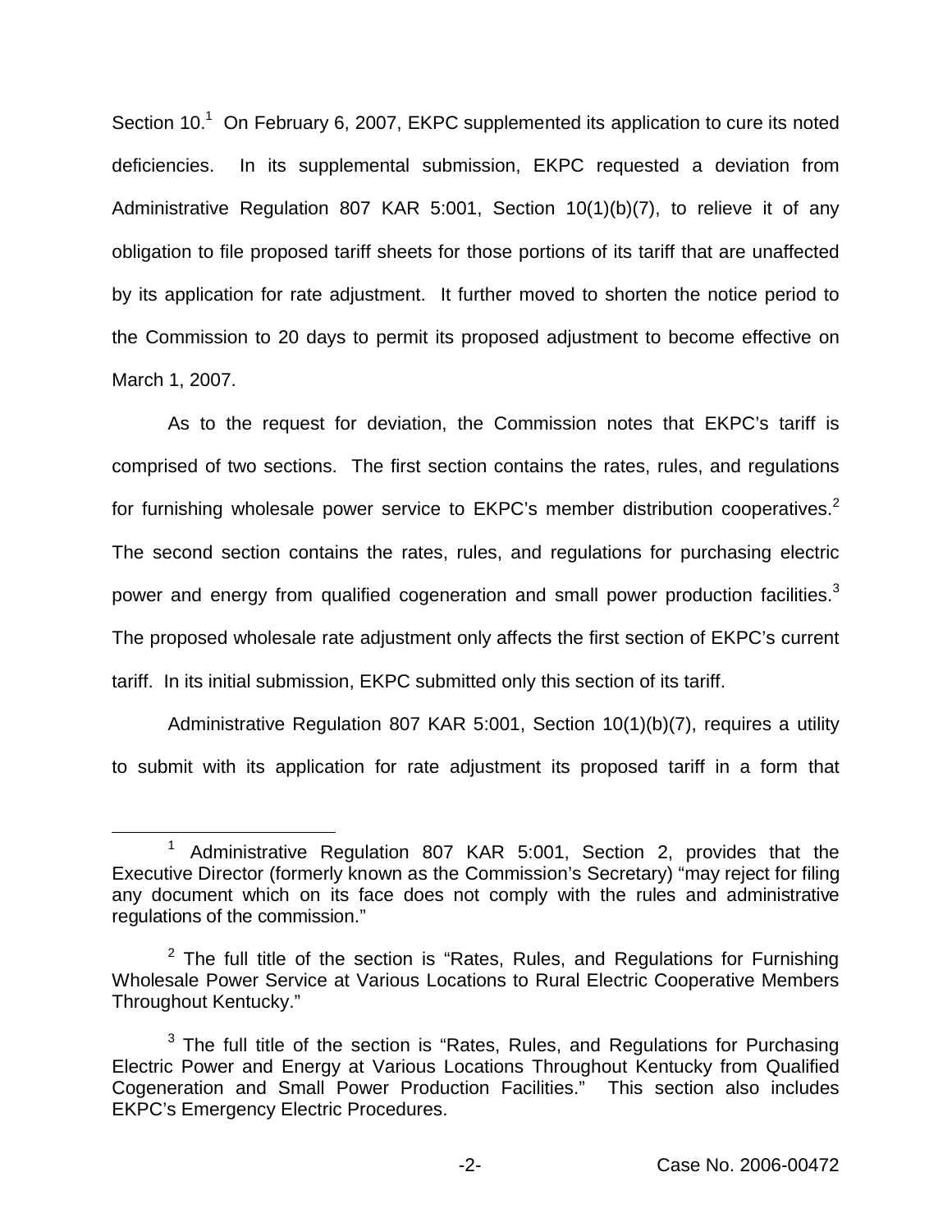Section 10.[1] On February 6, 2007, EKPC supplemented its application to cure its noted deficiencies. In its supplemental submission, EKPC requested a deviation from Administrative Regulation 807 KAR 5:001, Section 10(1)(b)(7), to relieve it of any obligation to file proposed tariff sheets for those portions of its tariff that are unaffected by its application for rate adjustment. It further moved to shorten the notice period to the Commission to 20 days to permit its proposed adjustment to become effective on March 1, 2007.

As to the request for deviation, the Commission notes that EKPC's tariff is comprised of two sections. The first section contains the rates, rules, and regulations for furnishing wholesale power service to EKPC's member distribution cooperatives.[2] The second section contains the rates, rules, and regulations for purchasing electric power and energy from qualified cogeneration and small power production facilities.[3] The proposed wholesale rate adjustment only affects the first section of EKPC's current tariff. In its initial submission, EKPC submitted only this section of its tariff.

Administrative Regulation 807 KAR 5:001, Section 10(1)(b)(7), requires a utility to submit with its application for rate adjustment its proposed tariff in a form that

---

[1] Administrative Regulation 807 KAR 5:001, Section 2, provides that the Executive Director (formerly known as the Commission's Secretary) "may reject for filing any document which on its face does not comply with the rules and administrative regulations of the commission."

[2] The full title of the section is "Rates, Rules, and Regulations for Furnishing Wholesale Power Service at Various Locations to Rural Electric Cooperative Members Throughout Kentucky."

[3] The full title of the section is "Rates, Rules, and Regulations for Purchasing Electric Power and Energy at Various Locations Throughout Kentucky from Qualified Cogeneration and Small Power Production Facilities." This section also includes EKPC's Emergency Electric Procedures.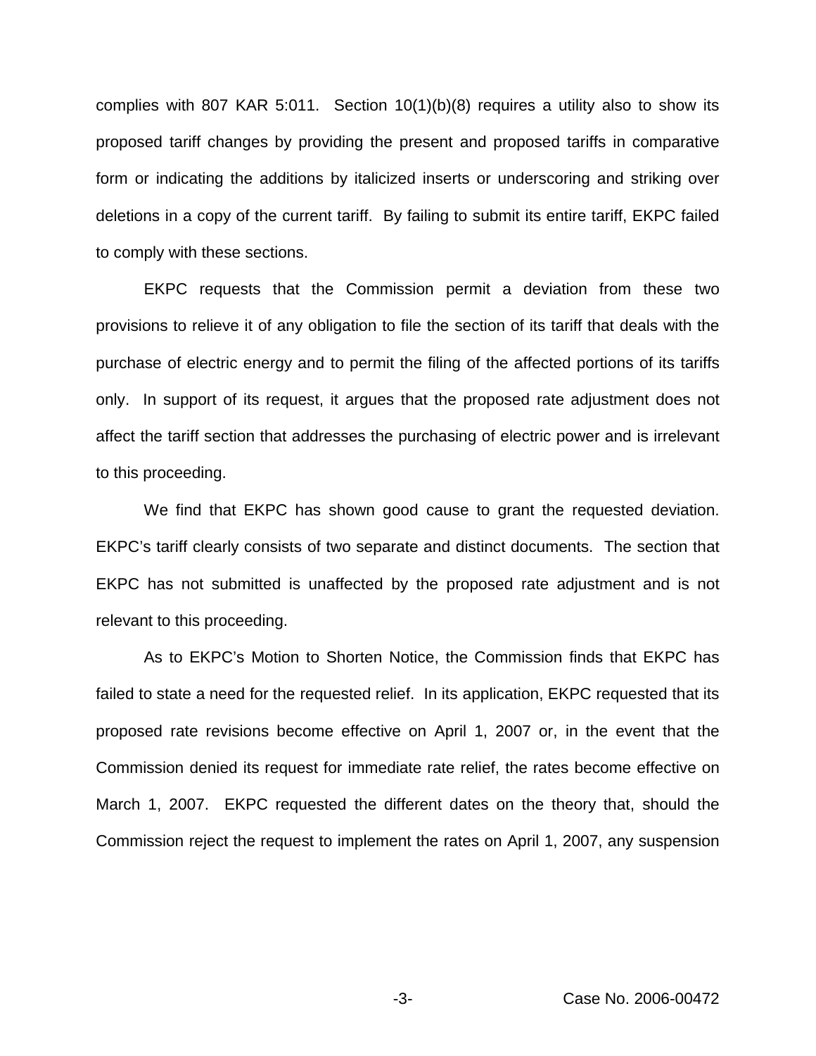complies with 807 KAR 5:011. Section 10(1)(b)(8) requires a utility also to show its proposed tariff changes by providing the present and proposed tariffs in comparative form or indicating the additions by italicized inserts or underscoring and striking over deletions in a copy of the current tariff. By failing to submit its entire tariff, EKPC failed to comply with these sections.

EKPC requests that the Commission permit a deviation from these two provisions to relieve it of any obligation to file the section of its tariff that deals with the purchase of electric energy and to permit the filing of the affected portions of its tariffs only. In support of its request, it argues that the proposed rate adjustment does not affect the tariff section that addresses the purchasing of electric power and is irrelevant to this proceeding.

We find that EKPC has shown good cause to grant the requested deviation. EKPC's tariff clearly consists of two separate and distinct documents. The section that EKPC has not submitted is unaffected by the proposed rate adjustment and is not relevant to this proceeding.

As to EKPC's Motion to Shorten Notice, the Commission finds that EKPC has failed to state a need for the requested relief. In its application, EKPC requested that its proposed rate revisions become effective on April 1, 2007 or, in the event that the Commission denied its request for immediate rate relief, the rates become effective on March 1, 2007. EKPC requested the different dates on the theory that, should the Commission reject the request to implement the rates on April 1, 2007, any suspension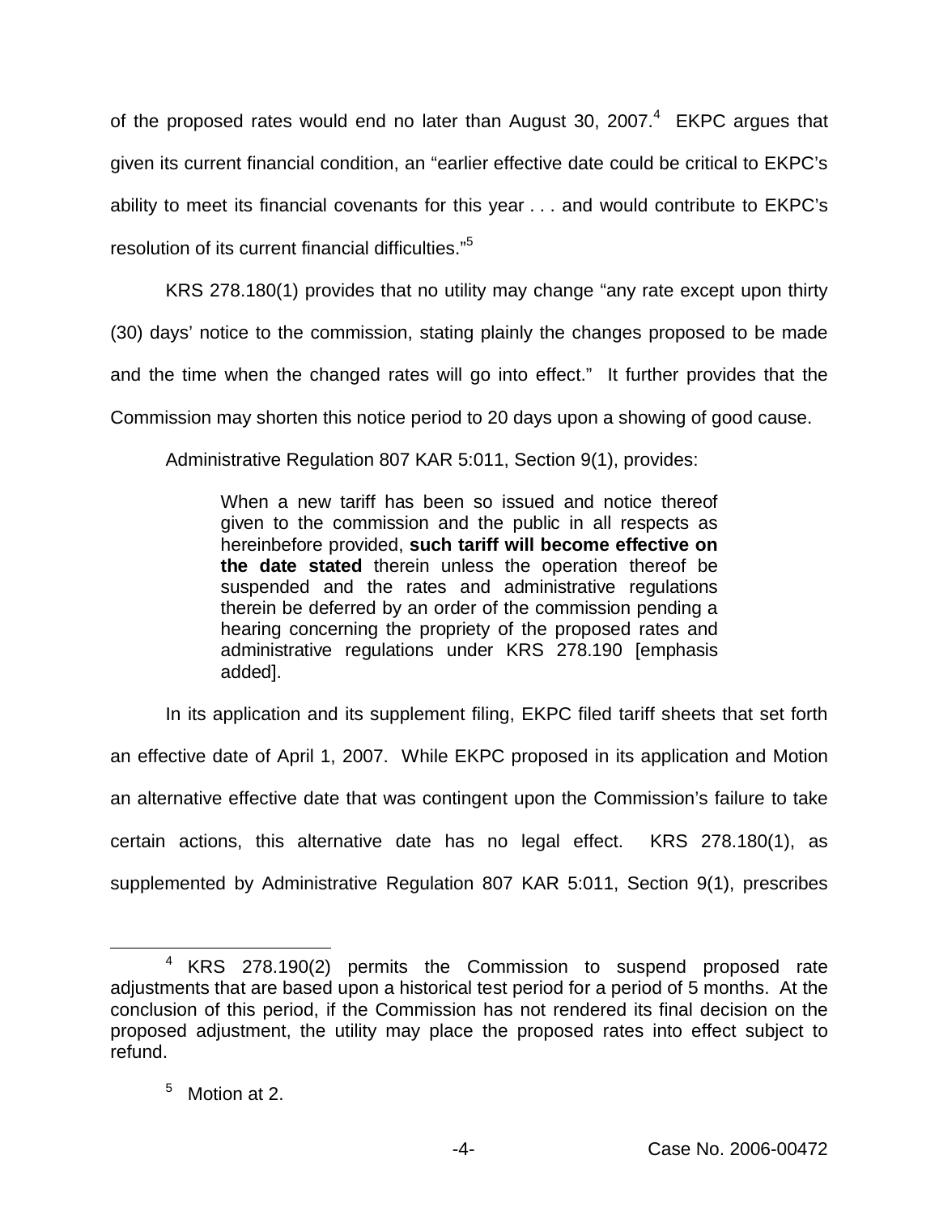of the proposed rates would end no later than August 30, 2007.[4] EKPC argues that given its current financial condition, an "earlier effective date could be critical to EKPC's ability to meet its financial covenants for this year . . . and would contribute to EKPC's resolution of its current financial difficulties."[5]

KRS 278.180(1) provides that no utility may change "any rate except upon thirty (30) days' notice to the commission, stating plainly the changes proposed to be made and the time when the changed rates will go into effect." It further provides that the Commission may shorten this notice period to 20 days upon a showing of good cause.

Administrative Regulation 807 KAR 5:011, Section 9(1), provides:

> When a new tariff has been so issued and notice thereof given to the commission and the public in all respects as hereinbefore provided, **such tariff will become effective on the date stated** therein unless the operation thereof be suspended and the rates and administrative regulations therein be deferred by an order of the commission pending a hearing concerning the propriety of the proposed rates and administrative regulations under KRS 278.190 [emphasis added].

In its application and its supplement filing, EKPC filed tariff sheets that set forth an effective date of April 1, 2007. While EKPC proposed in its application and Motion an alternative effective date that was contingent upon the Commission's failure to take certain actions, this alternative date has no legal effect. KRS 278.180(1), as supplemented by Administrative Regulation 807 KAR 5:011, Section 9(1), prescribes

---

[4] KRS 278.190(2) permits the Commission to suspend proposed rate adjustments that are based upon a historical test period for a period of 5 months. At the conclusion of this period, if the Commission has not rendered its final decision on the proposed adjustment, the utility may place the proposed rates into effect subject to refund.

[5] Motion at 2.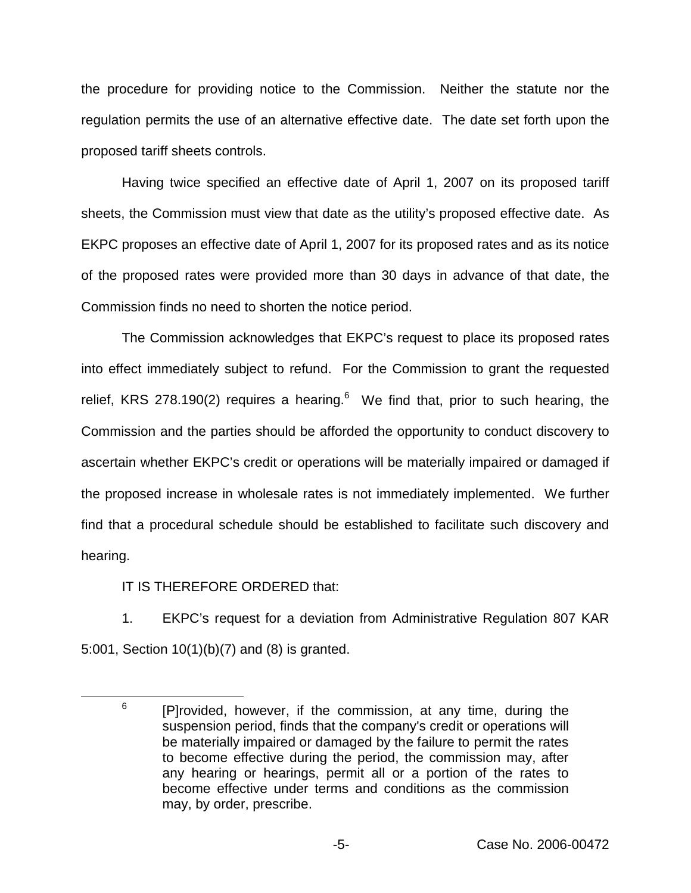the procedure for providing notice to the Commission. Neither the statute nor the regulation permits the use of an alternative effective date. The date set forth upon the proposed tariff sheets controls.

Having twice specified an effective date of April 1, 2007 on its proposed tariff sheets, the Commission must view that date as the utility's proposed effective date. As EKPC proposes an effective date of April 1, 2007 for its proposed rates and as its notice of the proposed rates were provided more than 30 days in advance of that date, the Commission finds no need to shorten the notice period.

The Commission acknowledges that EKPC's request to place its proposed rates into effect immediately subject to refund. For the Commission to grant the requested relief, KRS 278.190(2) requires a hearing.[6] We find that, prior to such hearing, the Commission and the parties should be afforded the opportunity to conduct discovery to ascertain whether EKPC's credit or operations will be materially impaired or damaged if the proposed increase in wholesale rates is not immediately implemented. We further find that a procedural schedule should be established to facilitate such discovery and hearing.

IT IS THEREFORE ORDERED that:

1. EKPC's request for a deviation from Administrative Regulation 807 KAR 5:001, Section 10(1)(b)(7) and (8) is granted.

---

[6] [P]rovided, however, if the commission, at any time, during the suspension period, finds that the company's credit or operations will be materially impaired or damaged by the failure to permit the rates to become effective during the period, the commission may, after any hearing or hearings, permit all or a portion of the rates to become effective under terms and conditions as the commission may, by order, prescribe.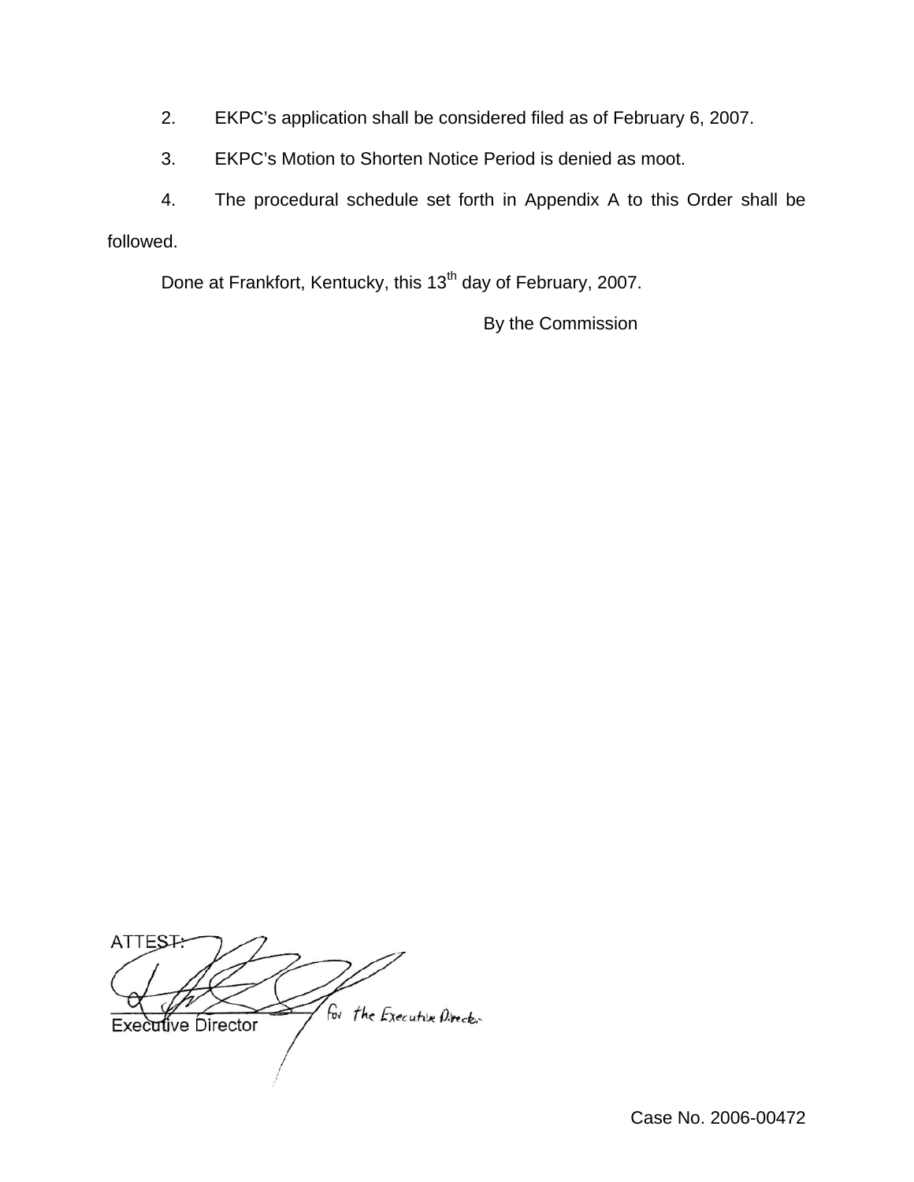2. EKPC's application shall be considered filed as of February 6, 2007.

3. EKPC's Motion to Shorten Notice Period is denied as moot.

4. The procedural schedule set forth in Appendix A to this Order shall be followed.

Done at Frankfort, Kentucky, this 13th day of February, 2007.

By the Commission

ATTEST:

for the Executive Director

Executive Director

Case No. 2006-00472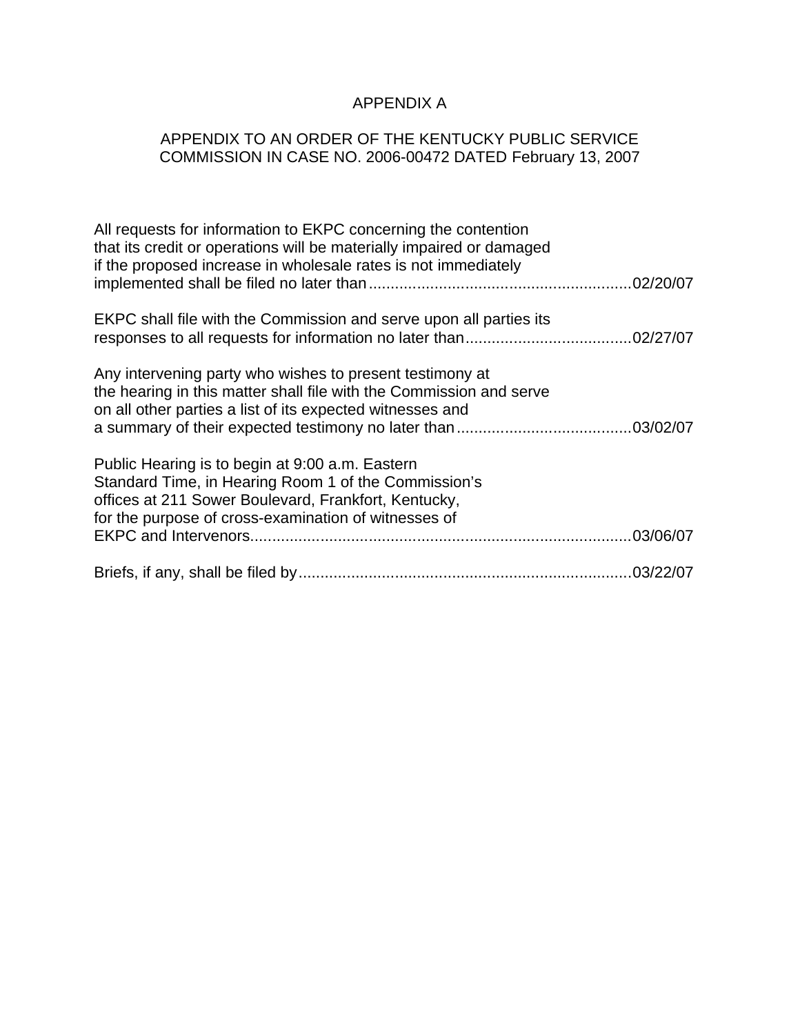APPENDIX A

APPENDIX TO AN ORDER OF THE KENTUCKY PUBLIC SERVICE COMMISSION IN CASE NO. 2006-00472 DATED February 13, 2007

All requests for information to EKPC concerning the contention that its credit or operations will be materially impaired or damaged if the proposed increase in wholesale rates is not immediately implemented shall be filed no later than............................................................02/20/07

EKPC shall file with the Commission and serve upon all parties its responses to all requests for information no later than.....................................02/27/07

Any intervening party who wishes to present testimony at the hearing in this matter shall file with the Commission and serve on all other parties a list of its expected witnesses and a summary of their expected testimony no later than........................................03/02/07

Public Hearing is to begin at 9:00 a.m. Eastern Standard Time, in Hearing Room 1 of the Commission's offices at 211 Sower Boulevard, Frankfort, Kentucky, for the purpose of cross-examination of witnesses of EKPC and Intervenors.......................................................................................03/06/07

Briefs, if any, shall be filed by...........................................................................03/22/07